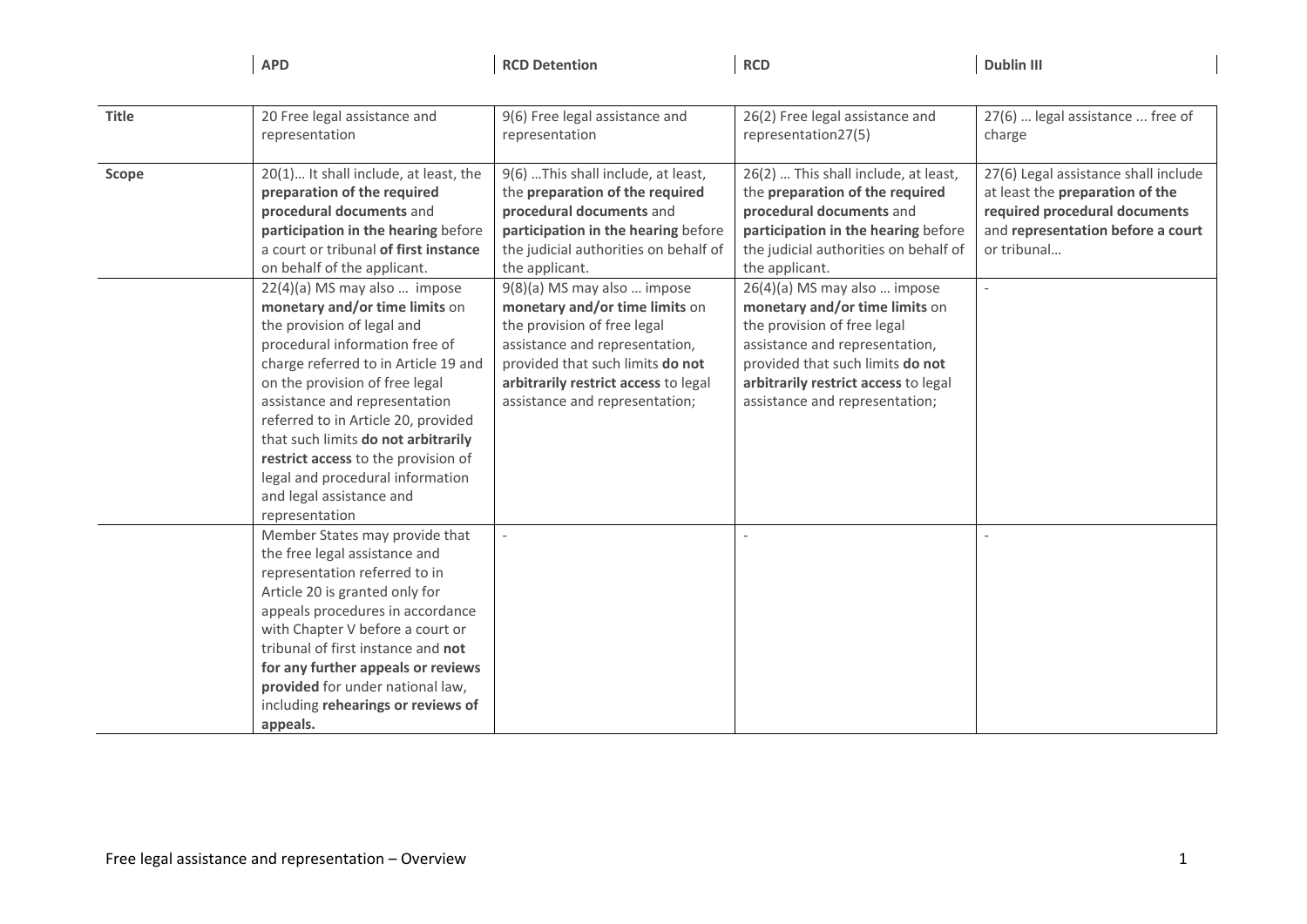| | APD | RCD Detention | RCD | Dublin III |
|---|---|---|---|---|
| **Title** | 20 Free legal assistance and representation | 9(6) Free legal assistance and representation | 26(2) Free legal assistance and representation27(5) | 27(6) … legal assistance ... free of charge |
| **Scope** | 20(1)… It shall include, at least, the **preparation of the required procedural documents** and **participation in the hearing** before a court or tribunal **of first instance** on behalf of the applicant. | 9(6) …This shall include, at least, the **preparation of the required procedural documents** and **participation in the hearing** before the judicial authorities on behalf of the applicant. | 26(2) … This shall include, at least, the **preparation of the required procedural documents** and **participation in the hearing** before the judicial authorities on behalf of the applicant. | 27(6) Legal assistance shall include at least the **preparation of the required procedural documents** and **representation before a court** or tribunal… |
| | 22(4)(a) MS may also … impose **monetary and/or time limits** on the provision of legal and procedural information free of charge referred to in Article 19 and on the provision of free legal assistance and representation referred to in Article 20, provided that such limits **do not arbitrarily restrict access** to the provision of legal and procedural information and legal assistance and representation | 9(8)(a) MS may also … impose **monetary and/or time limits** on the provision of free legal assistance and representation, provided that such limits **do not arbitrarily restrict access** to legal assistance and representation; | 26(4)(a) MS may also … impose **monetary and/or time limits** on the provision of free legal assistance and representation, provided that such limits **do not arbitrarily restrict access** to legal assistance and representation; | - |
| | Member States may provide that the free legal assistance and representation referred to in Article 20 is granted only for appeals procedures in accordance with Chapter V before a court or tribunal of first instance and **not for any further appeals or reviews provided** for under national law, including **rehearings or reviews of appeals.** | - | - | - |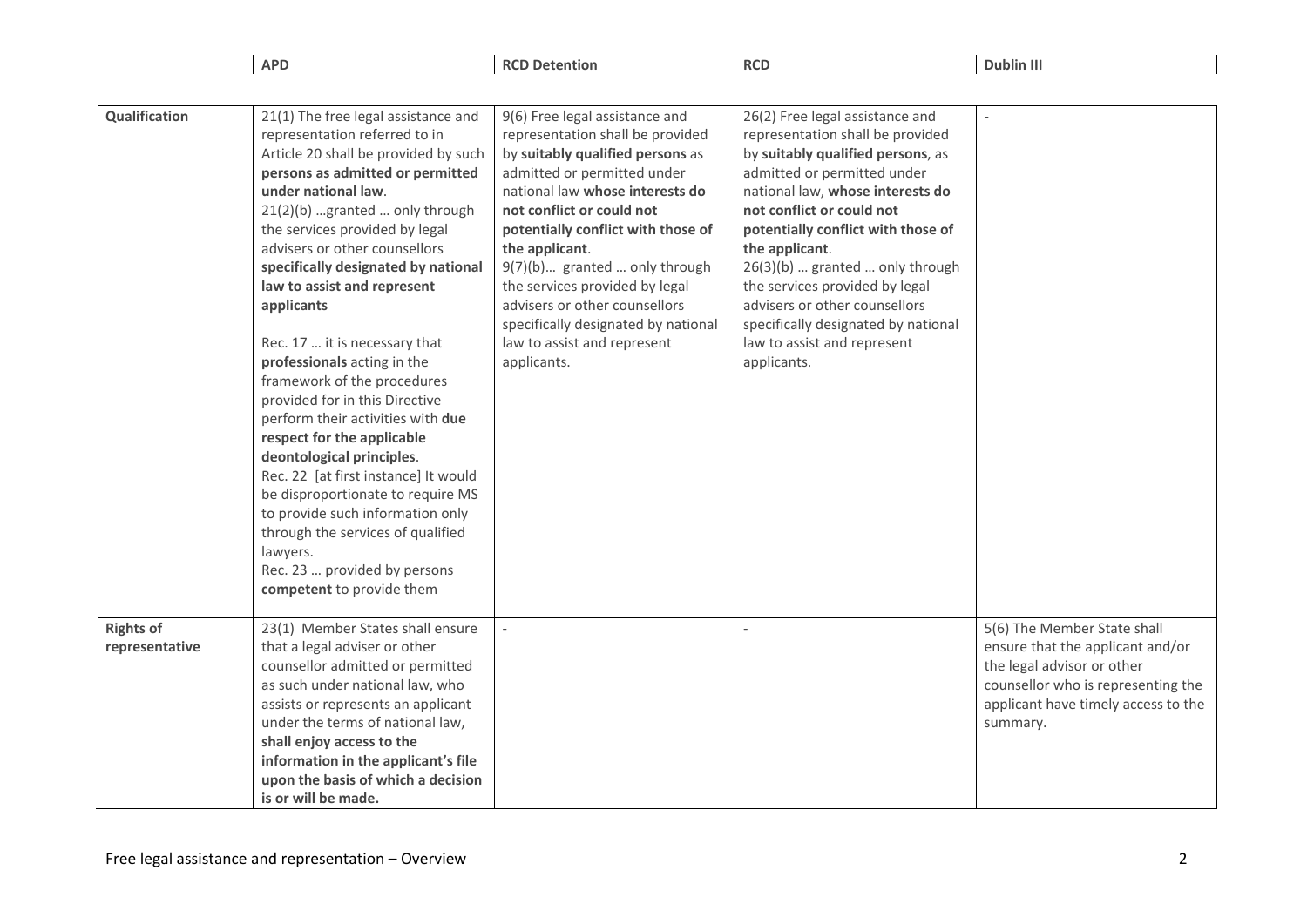| | APD | RCD Detention | RCD | Dublin III |
|---|---|---|---|---|
| **Qualification** | 21(1) The free legal assistance and representation referred to in Article 20 shall be provided by such **persons as admitted or permitted under national law**.<br>21(2)(b) …granted … only through the services provided by legal advisers or other counsellors **specifically designated by national law to assist and represent applicants**<br><br>Rec. 17 … it is necessary that **professionals** acting in the framework of the procedures provided for in this Directive perform their activities with **due respect for the applicable deontological principles**.<br>Rec. 22 [at first instance] It would be disproportionate to require MS to provide such information only through the services of qualified lawyers.<br>Rec. 23 … provided by persons **competent** to provide them | 9(6) Free legal assistance and representation shall be provided by **suitably qualified persons** as admitted or permitted under national law **whose interests do not conflict or could not potentially conflict with those of the applicant**.<br>9(7)(b)… granted … only through the services provided by legal advisers or other counsellors specifically designated by national law to assist and represent applicants. | 26(2) Free legal assistance and representation shall be provided by **suitably qualified persons**, as admitted or permitted under national law, **whose interests do not conflict or could not potentially conflict with those of the applicant**.<br>26(3)(b) … granted … only through the services provided by legal advisers or other counsellors specifically designated by national law to assist and represent applicants. | - |
| **Rights of representative** | 23(1) Member States shall ensure that a legal adviser or other counsellor admitted or permitted as such under national law, who assists or represents an applicant under the terms of national law, **shall enjoy access to the information in the applicant's file upon the basis of which a decision is or will be made.** | - | - | 5(6) The Member State shall ensure that the applicant and/or the legal advisor or other counsellor who is representing the applicant have timely access to the summary. |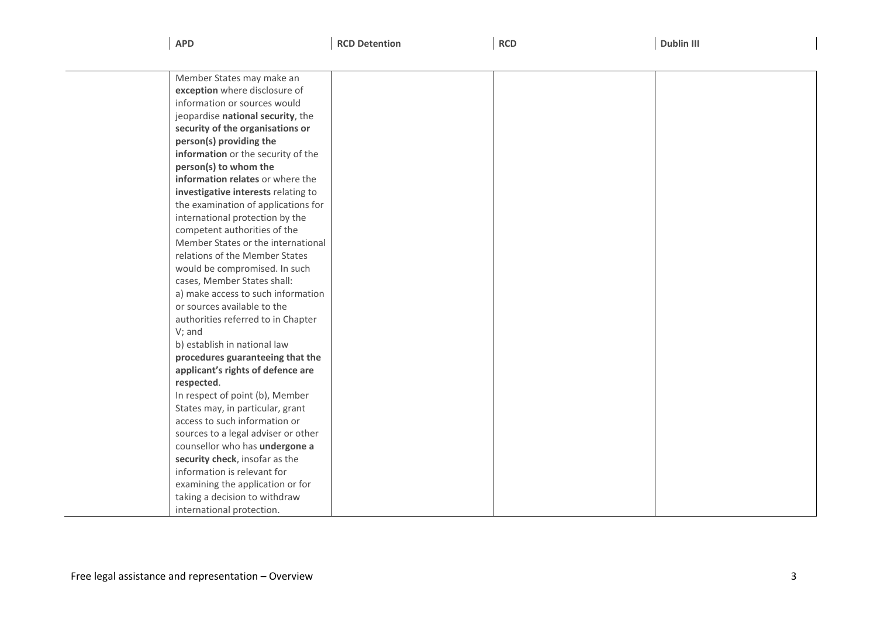| | APD | RCD Detention | RCD | Dublin III |
|---|---|---|---|---|
| | Member States may make an **exception** where disclosure of information or sources would jeopardise **national security**, the **security of the organisations or person(s) providing the information** or the security of the **person(s) to whom the information relates** or where the **investigative interests** relating to the examination of applications for international protection by the competent authorities of the Member States or the international relations of the Member States would be compromised. In such cases, Member States shall:<br>a) make access to such information or sources available to the authorities referred to in Chapter V; and<br>b) establish in national law **procedures guaranteeing that the applicant's rights of defence are respected**.<br>In respect of point (b), Member States may, in particular, grant access to such information or sources to a legal adviser or other counsellor who has **undergone a security check**, insofar as the information is relevant for examining the application or for taking a decision to withdraw international protection. | | | |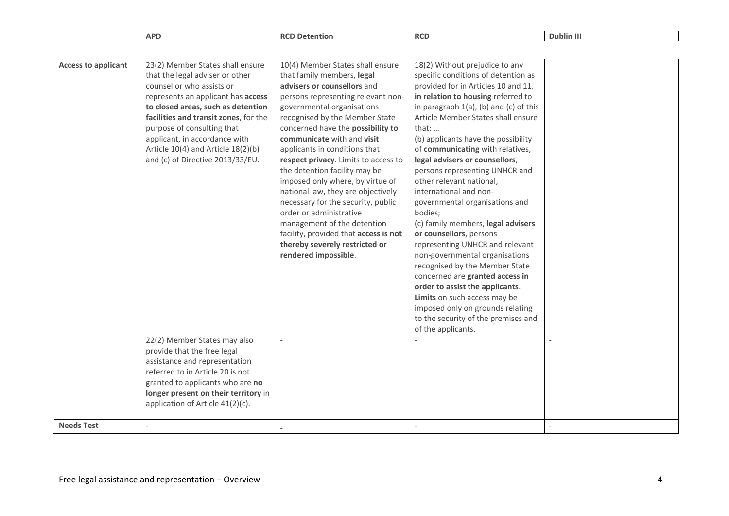| | APD | RCD Detention | RCD | Dublin III |
|---|---|---|---|---|
| **Access to applicant** | 23(2) Member States shall ensure that the legal adviser or other counsellor who assists or represents an applicant has **access to closed areas, such as detention facilities and transit zones**, for the purpose of consulting that applicant, in accordance with Article 10(4) and Article 18(2)(b) and (c) of Directive 2013/33/EU. | 10(4) Member States shall ensure that family members, **legal advisers or counsellors** and persons representing relevant non-governmental organisations recognised by the Member State concerned have the **possibility to communicate** with and **visit** applicants in conditions that **respect privacy**. Limits to access to the detention facility may be imposed only where, by virtue of national law, they are objectively necessary for the security, public order or administrative management of the detention facility, provided that **access is not thereby severely restricted or rendered impossible**. | 18(2) Without prejudice to any specific conditions of detention as provided for in Articles 10 and 11, **in relation to housing** referred to in paragraph 1(a), (b) and (c) of this Article Member States shall ensure that: … (b) applicants have the possibility of **communicating** with relatives, **legal advisers or counsellors**, persons representing UNHCR and other relevant national, international and non-governmental organisations and bodies; (c) family members, **legal advisers or counsellors**, persons representing UNHCR and relevant non-governmental organisations recognised by the Member State concerned are **granted access in order to assist the applicants**. **Limits** on such access may be imposed only on grounds relating to the security of the premises and of the applicants. | |
| | 22(2) Member States may also provide that the free legal assistance and representation referred to in Article 20 is not granted to applicants who are **no longer present on their territory** in application of Article 41(2)(c). | - | - | - |
| **Needs Test** | - | - | - | - |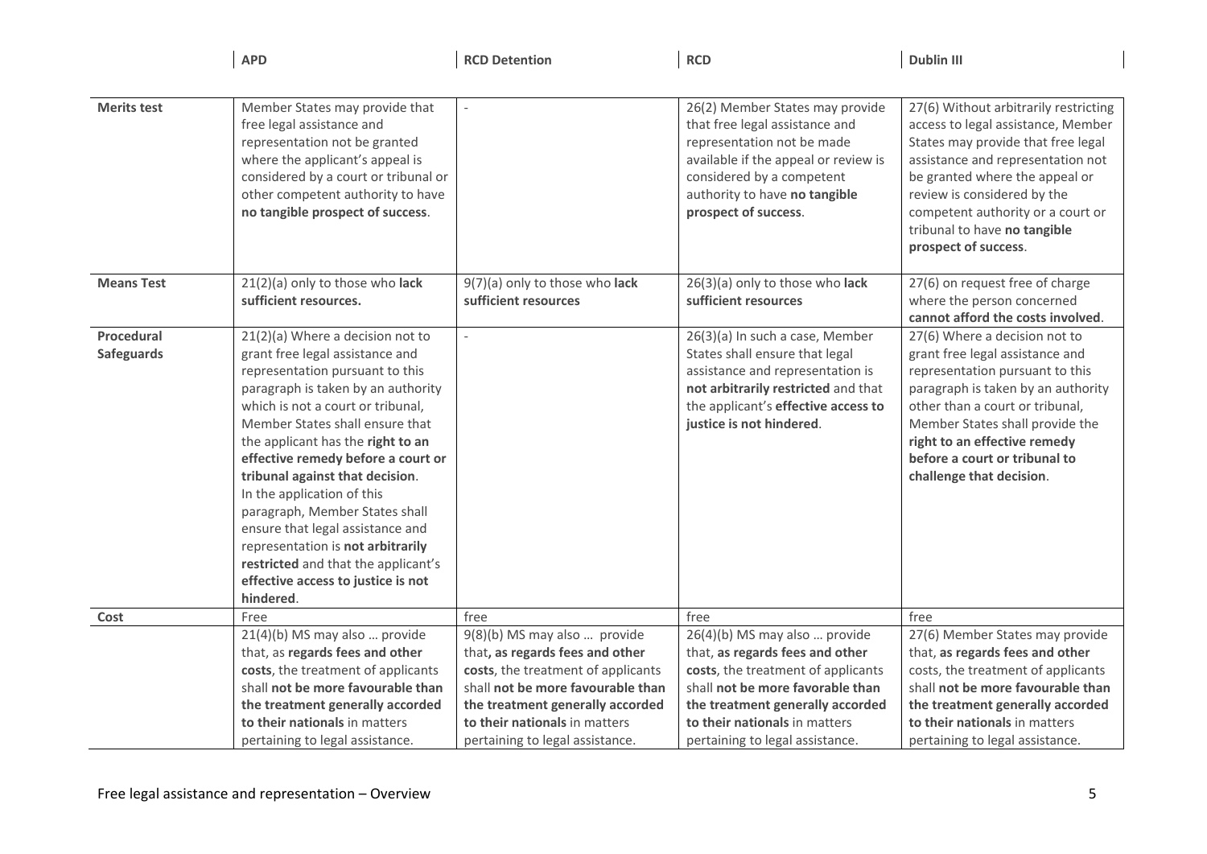| | APD | RCD Detention | RCD | Dublin III |
|---|---|---|---|---|
| **Merits test** | Member States may provide that free legal assistance and representation not be granted where the applicant's appeal is considered by a court or tribunal or other competent authority to have **no tangible prospect of success**. | - | 26(2) Member States may provide that free legal assistance and representation not be made available if the appeal or review is considered by a competent authority to have **no tangible prospect of success**. | 27(6) Without arbitrarily restricting access to legal assistance, Member States may provide that free legal assistance and representation not be granted where the appeal or review is considered by the competent authority or a court or tribunal to have **no tangible prospect of success**. |
| **Means Test** | 21(2)(a) only to those who **lack sufficient resources.** | 9(7)(a) only to those who **lack sufficient resources** | 26(3)(a) only to those who **lack sufficient resources** | 27(6) on request free of charge where the person concerned **cannot afford the costs involved**. |
| **Procedural Safeguards** | 21(2)(a) Where a decision not to grant free legal assistance and representation pursuant to this paragraph is taken by an authority which is not a court or tribunal, Member States shall ensure that the applicant has the **right to an effective remedy before a court or tribunal against that decision**. In the application of this paragraph, Member States shall ensure that legal assistance and representation is **not arbitrarily restricted** and that the applicant's **effective access to justice is not hindered**. | - | 26(3)(a) In such a case, Member States shall ensure that legal assistance and representation is **not arbitrarily restricted** and that the applicant's **effective access to justice is not hindered**. | 27(6) Where a decision not to grant free legal assistance and representation pursuant to this paragraph is taken by an authority other than a court or tribunal, Member States shall provide the **right to an effective remedy before a court or tribunal to challenge that decision**. |
| **Cost** | Free | free | free | free |
| | 21(4)(b) MS may also … provide that, as **regards fees and other costs**, the treatment of applicants shall **not be more favourable than the treatment generally accorded to their nationals** in matters pertaining to legal assistance. | 9(8)(b) MS may also … provide that**, as regards fees and other costs**, the treatment of applicants shall **not be more favourable than the treatment generally accorded to their nationals** in matters pertaining to legal assistance. | 26(4)(b) MS may also … provide that, **as regards fees and other costs**, the treatment of applicants shall **not be more favorable than the treatment generally accorded to their nationals** in matters pertaining to legal assistance. | 27(6) Member States may provide that, **as regards fees and other** costs, the treatment of applicants shall **not be more favourable than the treatment generally accorded to their nationals** in matters pertaining to legal assistance. |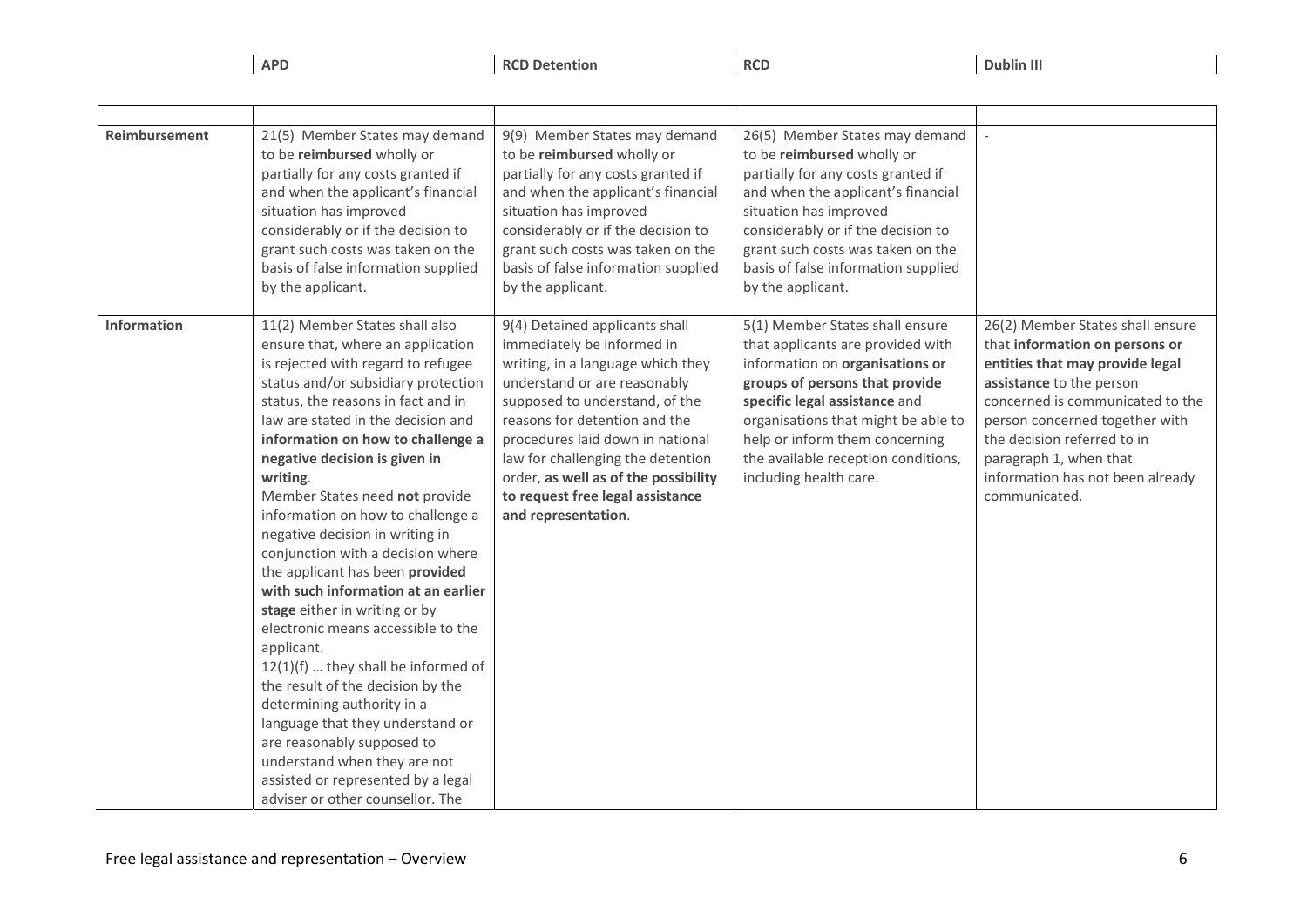| | APD | RCD Detention | RCD | Dublin III |
|---|---|---|---|---|
| | | | | |
| **Reimbursement** | 21(5) Member States may demand to be **reimbursed** wholly or partially for any costs granted if and when the applicant's financial situation has improved considerably or if the decision to grant such costs was taken on the basis of false information supplied by the applicant. | 9(9) Member States may demand to be **reimbursed** wholly or partially for any costs granted if and when the applicant's financial situation has improved considerably or if the decision to grant such costs was taken on the basis of false information supplied by the applicant. | 26(5) Member States may demand to be **reimbursed** wholly or partially for any costs granted if and when the applicant's financial situation has improved considerably or if the decision to grant such costs was taken on the basis of false information supplied by the applicant. | - |
| **Information** | 11(2) Member States shall also ensure that, where an application is rejected with regard to refugee status and/or subsidiary protection status, the reasons in fact and in law are stated in the decision and **information on how to challenge a negative decision is given in writing**.<br>Member States need **not** provide information on how to challenge a negative decision in writing in conjunction with a decision where the applicant has been **provided with such information at an earlier stage** either in writing or by electronic means accessible to the applicant.<br>12(1)(f) … they shall be informed of the result of the decision by the determining authority in a language that they understand or are reasonably supposed to understand when they are not assisted or represented by a legal adviser or other counsellor. The | 9(4) Detained applicants shall immediately be informed in writing, in a language which they understand or are reasonably supposed to understand, of the reasons for detention and the procedures laid down in national law for challenging the detention order, **as well as of the possibility to request free legal assistance and representation**. | 5(1) Member States shall ensure that applicants are provided with information on **organisations or groups of persons that provide specific legal assistance** and organisations that might be able to help or inform them concerning the available reception conditions, including health care. | 26(2) Member States shall ensure that **information on persons or entities that may provide legal assistance** to the person concerned is communicated to the person concerned together with the decision referred to in paragraph 1, when that information has not been already communicated. |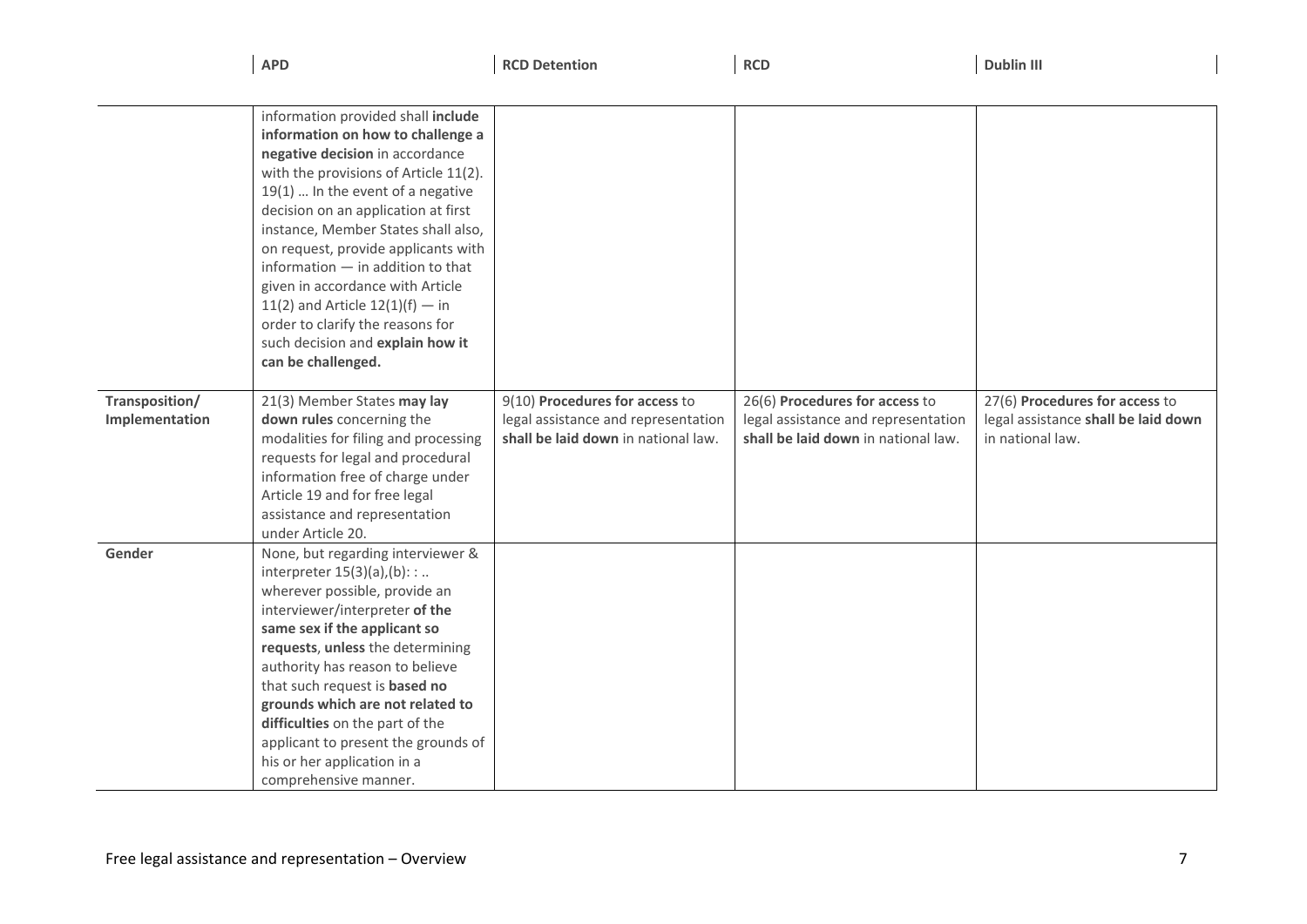| | APD | RCD Detention | RCD | Dublin III |
|---|---|---|---|---|
| | information provided shall **include information on how to challenge a negative decision** in accordance with the provisions of Article 11(2). 19(1) … In the event of a negative decision on an application at first instance, Member States shall also, on request, provide applicants with information — in addition to that given in accordance with Article 11(2) and Article 12(1)(f) — in order to clarify the reasons for such decision and **explain how it can be challenged.** | | | |
| **Transposition/ Implementation** | 21(3) Member States **may lay down rules** concerning the modalities for filing and processing requests for legal and procedural information free of charge under Article 19 and for free legal assistance and representation under Article 20. | 9(10) **Procedures for access** to legal assistance and representation **shall be laid down** in national law. | 26(6) **Procedures for access** to legal assistance and representation **shall be laid down** in national law. | 27(6) **Procedures for access** to legal assistance **shall be laid down** in national law. |
| **Gender** | None, but regarding interviewer & interpreter 15(3)(a),(b): : .. wherever possible, provide an interviewer/interpreter **of the same sex if the applicant so requests**, **unless** the determining authority has reason to believe that such request is **based no grounds which are not related to difficulties** on the part of the applicant to present the grounds of his or her application in a comprehensive manner. | | | |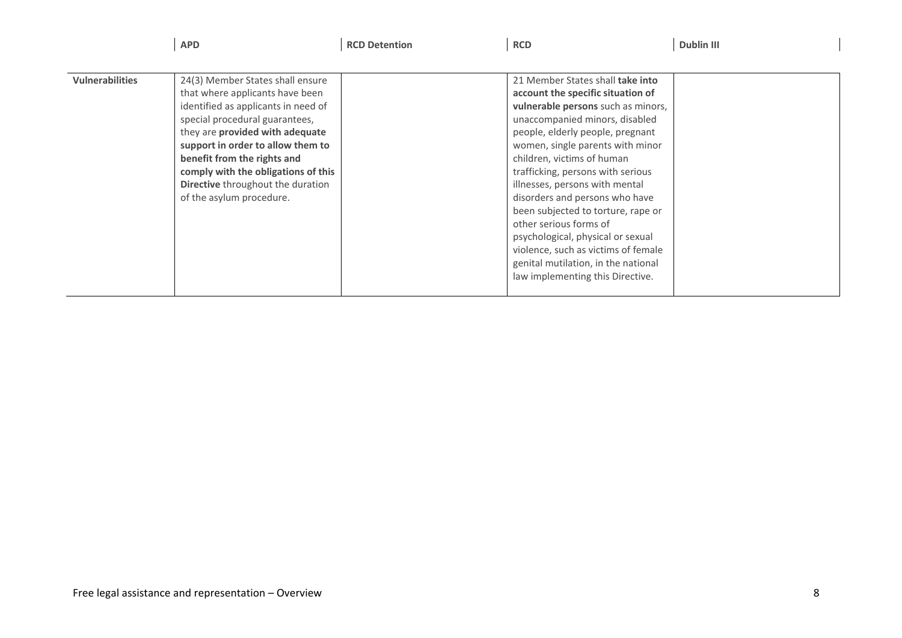| | APD | RCD Detention | RCD | Dublin III |
|---|---|---|---|---|
| **Vulnerabilities** | 24(3) Member States shall ensure that where applicants have been identified as applicants in need of special procedural guarantees, they are **provided with adequate support in order to allow them to benefit from the rights and comply with the obligations of this Directive** throughout the duration of the asylum procedure. | | 21 Member States shall **take into account the specific situation of vulnerable persons** such as minors, unaccompanied minors, disabled people, elderly people, pregnant women, single parents with minor children, victims of human trafficking, persons with serious illnesses, persons with mental disorders and persons who have been subjected to torture, rape or other serious forms of psychological, physical or sexual violence, such as victims of female genital mutilation, in the national law implementing this Directive. | |